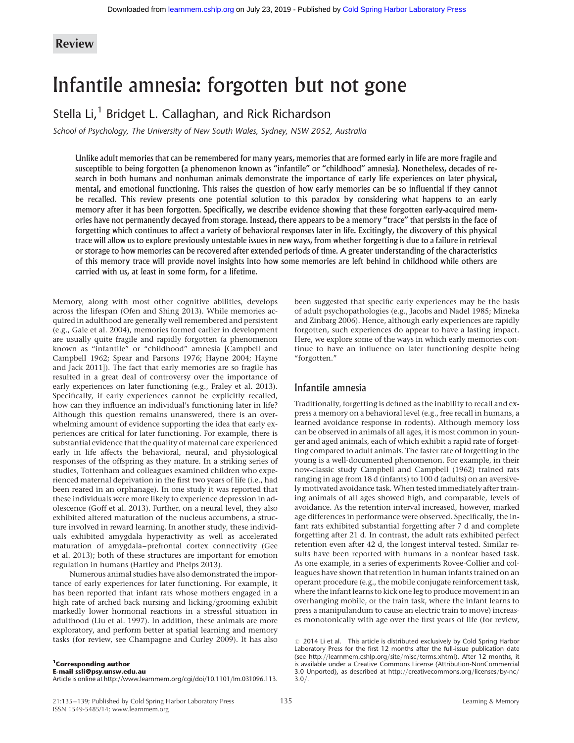Review

# Infantile amnesia: forgotten but not gone

Stella Li,[1] Bridget L. Callaghan, and Rick Richardson

*School of Psychology, The University of New South Wales, Sydney, NSW 2052, Australia*

**Unlike adult memories that can be remembered for many years, memories that are formed early in life are more fragile and susceptible to being forgotten (a phenomenon known as "infantile" or "childhood" amnesia). Nonetheless, decades of research in both humans and nonhuman animals demonstrate the importance of early life experiences on later physical, mental, and emotional functioning. This raises the question of how early memories can be so influential if they cannot be recalled. This review presents one potential solution to this paradox by considering what happens to an early memory after it has been forgotten. Specifically, we describe evidence showing that these forgotten early-acquired memories have not permanently decayed from storage. Instead, there appears to be a memory "trace" that persists in the face of forgetting which continues to affect a variety of behavioral responses later in life. Excitingly, the discovery of this physical trace will allow us to explore previously untestable issues in new ways, from whether forgetting is due to a failure in retrieval or storage to how memories can be recovered after extended periods of time. A greater understanding of the characteristics of this memory trace will provide novel insights into how some memories are left behind in childhood while others are carried with us, at least in some form, for a lifetime.**

Memory, along with most other cognitive abilities, develops across the lifespan (Ofen and Shing 2013). While memories acquired in adulthood are generally well remembered and persistent (e.g., Gale et al. 2004), memories formed earlier in development are usually quite fragile and rapidly forgotten (a phenomenon known as "infantile" or "childhood" amnesia [Campbell and Campbell 1962; Spear and Parsons 1976; Hayne 2004; Hayne and Jack 2011]). The fact that early memories are so fragile has resulted in a great deal of controversy over the importance of early experiences on later functioning (e.g., Fraley et al. 2013). Specifically, if early experiences cannot be explicitly recalled, how can they influence an individual's functioning later in life? Although this question remains unanswered, there is an overwhelming amount of evidence supporting the idea that early experiences are critical for later functioning. For example, there is substantial evidence that the quality of maternal care experienced early in life affects the behavioral, neural, and physiological responses of the offspring as they mature. In a striking series of studies, Tottenham and colleagues examined children who experienced maternal deprivation in the first two years of life (i.e., had been reared in an orphanage). In one study it was reported that these individuals were more likely to experience depression in adolescence (Goff et al. 2013). Further, on a neural level, they also exhibited altered maturation of the nucleus accumbens, a structure involved in reward learning. In another study, these individuals exhibited amygdala hyperactivity as well as accelerated maturation of amygdala–prefrontal cortex connectivity (Gee et al. 2013); both of these structures are important for emotion regulation in humans (Hartley and Phelps 2013).

Numerous animal studies have also demonstrated the importance of early experiences for later functioning. For example, it has been reported that infant rats whose mothers engaged in a high rate of arched back nursing and licking/grooming exhibit markedly lower hormonal reactions in a stressful situation in adulthood (Liu et al. 1997). In addition, these animals are more exploratory, and perform better at spatial learning and memory tasks (for review, see Champagne and Curley 2009). It has also been suggested that specific early experiences may be the basis of adult psychopathologies (e.g., Jacobs and Nadel 1985; Mineka and Zinbarg 2006). Hence, although early experiences are rapidly forgotten, such experiences do appear to have a lasting impact. Here, we explore some of the ways in which early memories continue to have an influence on later functioning despite being "forgotten."

## Infantile amnesia

Traditionally, forgetting is defined as the inability to recall and express a memory on a behavioral level (e.g., free recall in humans, a learned avoidance response in rodents). Although memory loss can be observed in animals of all ages, it is most common in younger and aged animals, each of which exhibit a rapid rate of forgetting compared to adult animals. The faster rate of forgetting in the young is a well-documented phenomenon. For example, in their now-classic study Campbell and Campbell (1962) trained rats ranging in age from 18 d (infants) to 100 d (adults) on an aversively motivated avoidance task. When tested immediately after training animals of all ages showed high, and comparable, levels of avoidance. As the retention interval increased, however, marked age differences in performance were observed. Specifically, the infant rats exhibited substantial forgetting after 7 d and complete forgetting after 21 d. In contrast, the adult rats exhibited perfect retention even after 42 d, the longest interval tested. Similar results have been reported with humans in a nonfear based task. As one example, in a series of experiments Rovee-Collier and colleagues have shown that retention in human infants trained on an operant procedure (e.g., the mobile conjugate reinforcement task, where the infant learns to kick one leg to produce movement in an overhanging mobile, or the train task, where the infant learns to press a manipulandum to cause an electric train to move) increases monotonically with age over the first years of life (for review,

[1]**Corresponding author**
**E-mail ssli@psy.unsw.edu.au**
Article is online at http://www.learnmem.org/cgi/doi/10.1101/lm.031096.113.

© 2014 Li et al. This article is distributed exclusively by Cold Spring Harbor Laboratory Press for the first 12 months after the full-issue publication date (see http://learnmem.cshlp.org/site/misc/terms.xhtml). After 12 months, it is available under a Creative Commons License (Attribution-NonCommercial 3.0 Unported), as described at http://creativecommons.org/licenses/by-nc/3.0/.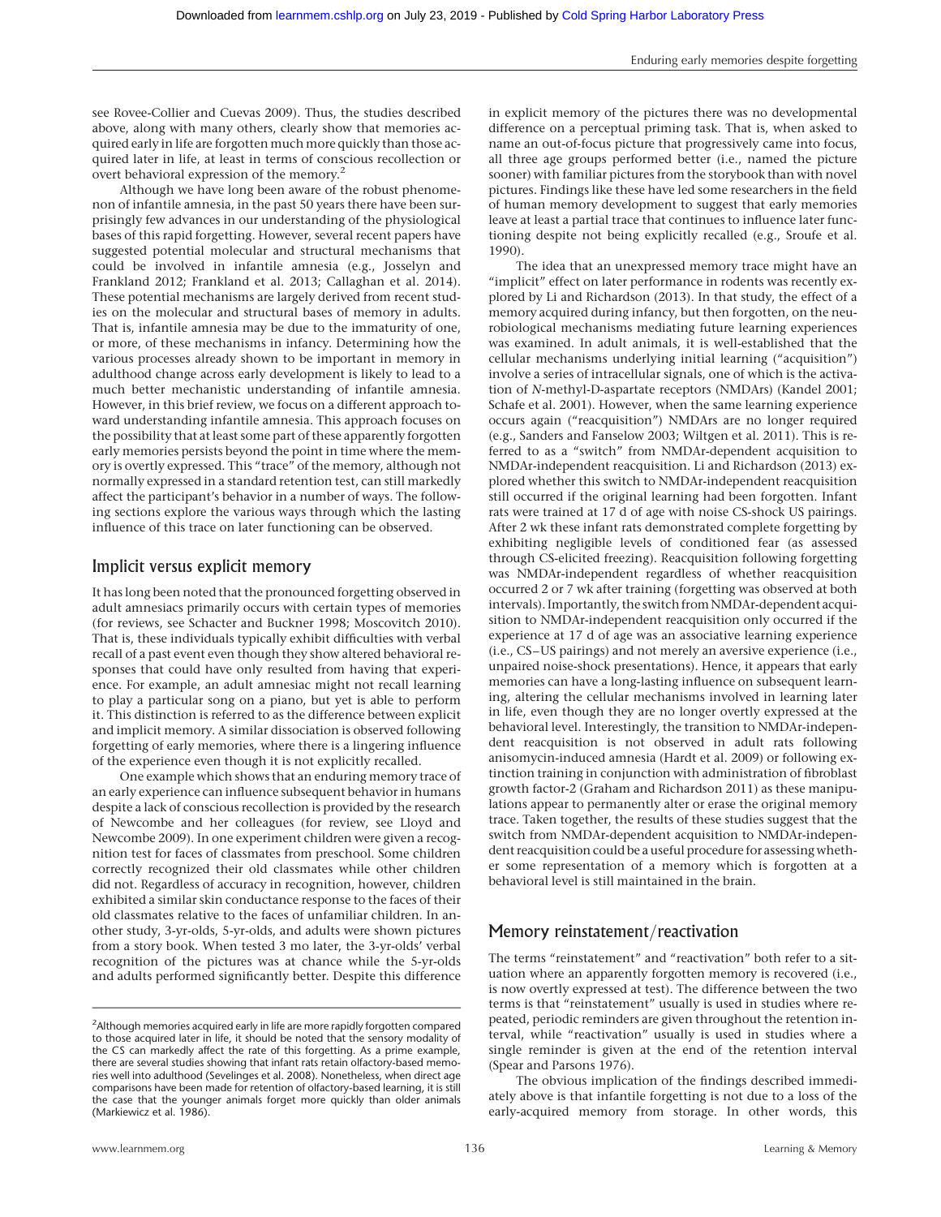see Rovee-Collier and Cuevas 2009). Thus, the studies described above, along with many others, clearly show that memories acquired early in life are forgotten much more quickly than those acquired later in life, at least in terms of conscious recollection or overt behavioral expression of the memory.[2]

Although we have long been aware of the robust phenomenon of infantile amnesia, in the past 50 years there have been surprisingly few advances in our understanding of the physiological bases of this rapid forgetting. However, several recent papers have suggested potential molecular and structural mechanisms that could be involved in infantile amnesia (e.g., Josselyn and Frankland 2012; Frankland et al. 2013; Callaghan et al. 2014). These potential mechanisms are largely derived from recent studies on the molecular and structural bases of memory in adults. That is, infantile amnesia may be due to the immaturity of one, or more, of these mechanisms in infancy. Determining how the various processes already shown to be important in memory in adulthood change across early development is likely to lead to a much better mechanistic understanding of infantile amnesia. However, in this brief review, we focus on a different approach toward understanding infantile amnesia. This approach focuses on the possibility that at least some part of these apparently forgotten early memories persists beyond the point in time where the memory is overtly expressed. This "trace" of the memory, although not normally expressed in a standard retention test, can still markedly affect the participant's behavior in a number of ways. The following sections explore the various ways through which the lasting influence of this trace on later functioning can be observed.

## Implicit versus explicit memory

It has long been noted that the pronounced forgetting observed in adult amnesiacs primarily occurs with certain types of memories (for reviews, see Schacter and Buckner 1998; Moscovitch 2010). That is, these individuals typically exhibit difficulties with verbal recall of a past event even though they show altered behavioral responses that could have only resulted from having that experience. For example, an adult amnesiac might not recall learning to play a particular song on a piano, but yet is able to perform it. This distinction is referred to as the difference between explicit and implicit memory. A similar dissociation is observed following forgetting of early memories, where there is a lingering influence of the experience even though it is not explicitly recalled.

One example which shows that an enduring memory trace of an early experience can influence subsequent behavior in humans despite a lack of conscious recollection is provided by the research of Newcombe and her colleagues (for review, see Lloyd and Newcombe 2009). In one experiment children were given a recognition test for faces of classmates from preschool. Some children correctly recognized their old classmates while other children did not. Regardless of accuracy in recognition, however, children exhibited a similar skin conductance response to the faces of their old classmates relative to the faces of unfamiliar children. In another study, 3-yr-olds, 5-yr-olds, and adults were shown pictures from a story book. When tested 3 mo later, the 3-yr-olds' verbal recognition of the pictures was at chance while the 5-yr-olds and adults performed significantly better. Despite this difference in explicit memory of the pictures there was no developmental difference on a perceptual priming task. That is, when asked to name an out-of-focus picture that progressively came into focus, all three age groups performed better (i.e., named the picture sooner) with familiar pictures from the storybook than with novel pictures. Findings like these have led some researchers in the field of human memory development to suggest that early memories leave at least a partial trace that continues to influence later functioning despite not being explicitly recalled (e.g., Sroufe et al. 1990).

The idea that an unexpressed memory trace might have an "implicit" effect on later performance in rodents was recently explored by Li and Richardson (2013). In that study, the effect of a memory acquired during infancy, but then forgotten, on the neurobiological mechanisms mediating future learning experiences was examined. In adult animals, it is well-established that the cellular mechanisms underlying initial learning ("acquisition") involve a series of intracellular signals, one of which is the activation of *N*-methyl-D-aspartate receptors (NMDArs) (Kandel 2001; Schafe et al. 2001). However, when the same learning experience occurs again ("reacquisition") NMDArs are no longer required (e.g., Sanders and Fanselow 2003; Wiltgen et al. 2011). This is referred to as a "switch" from NMDAr-dependent acquisition to NMDAr-independent reacquisition. Li and Richardson (2013) explored whether this switch to NMDAr-independent reacquisition still occurred if the original learning had been forgotten. Infant rats were trained at 17 d of age with noise CS-shock US pairings. After 2 wk these infant rats demonstrated complete forgetting by exhibiting negligible levels of conditioned fear (as assessed through CS-elicited freezing). Reacquisition following forgetting was NMDAr-independent regardless of whether reacquisition occurred 2 or 7 wk after training (forgetting was observed at both intervals). Importantly, the switch from NMDAr-dependent acquisition to NMDAr-independent reacquisition only occurred if the experience at 17 d of age was an associative learning experience (i.e., CS–US pairings) and not merely an aversive experience (i.e., unpaired noise-shock presentations). Hence, it appears that early memories can have a long-lasting influence on subsequent learning, altering the cellular mechanisms involved in learning later in life, even though they are no longer overtly expressed at the behavioral level. Interestingly, the transition to NMDAr-independent reacquisition is not observed in adult rats following anisomycin-induced amnesia (Hardt et al. 2009) or following extinction training in conjunction with administration of fibroblast growth factor-2 (Graham and Richardson 2011) as these manipulations appear to permanently alter or erase the original memory trace. Taken together, the results of these studies suggest that the switch from NMDAr-dependent acquisition to NMDAr-independent reacquisition could be a useful procedure for assessing whether some representation of a memory which is forgotten at a behavioral level is still maintained in the brain.

## Memory reinstatement/reactivation

The terms "reinstatement" and "reactivation" both refer to a situation where an apparently forgotten memory is recovered (i.e., is now overtly expressed at test). The difference between the two terms is that "reinstatement" usually is used in studies where repeated, periodic reminders are given throughout the retention interval, while "reactivation" usually is used in studies where a single reminder is given at the end of the retention interval (Spear and Parsons 1976).

The obvious implication of the findings described immediately above is that infantile forgetting is not due to a loss of the early-acquired memory from storage. In other words, this

[2]Although memories acquired early in life are more rapidly forgotten compared to those acquired later in life, it should be noted that the sensory modality of the CS can markedly affect the rate of this forgetting. As a prime example, there are several studies showing that infant rats retain olfactory-based memories well into adulthood (Sevelinges et al. 2008). Nonetheless, when direct age comparisons have been made for retention of olfactory-based learning, it is still the case that the younger animals forget more quickly than older animals (Markiewicz et al. 1986).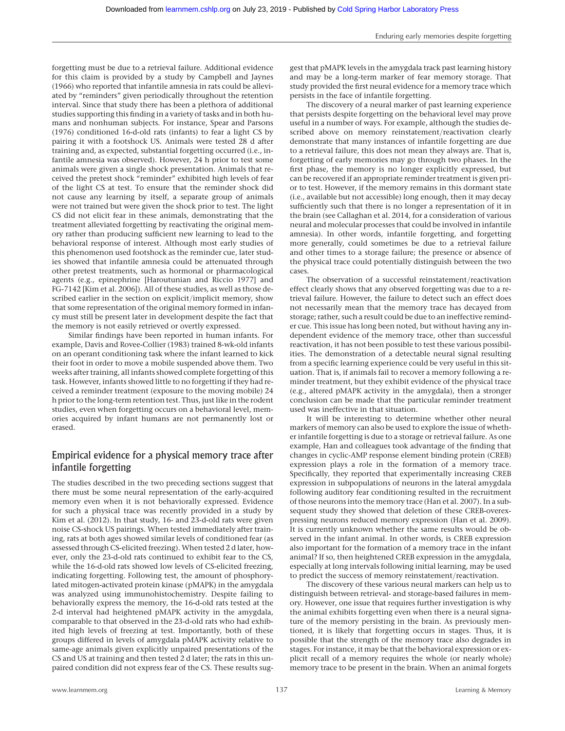forgetting must be due to a retrieval failure. Additional evidence for this claim is provided by a study by Campbell and Jaynes (1966) who reported that infantile amnesia in rats could be alleviated by "reminders" given periodically throughout the retention interval. Since that study there has been a plethora of additional studies supporting this finding in a variety of tasks and in both humans and nonhuman subjects. For instance, Spear and Parsons (1976) conditioned 16-d-old rats (infants) to fear a light CS by pairing it with a footshock US. Animals were tested 28 d after training and, as expected, substantial forgetting occurred (i.e., infantile amnesia was observed). However, 24 h prior to test some animals were given a single shock presentation. Animals that received the pretest shock "reminder" exhibited high levels of fear of the light CS at test. To ensure that the reminder shock did not cause any learning by itself, a separate group of animals were not trained but were given the shock prior to test. The light CS did not elicit fear in these animals, demonstrating that the treatment alleviated forgetting by reactivating the original memory rather than producing sufficient new learning to lead to the behavioral response of interest. Although most early studies of this phenomenon used footshock as the reminder cue, later studies showed that infantile amnesia could be attenuated through other pretest treatments, such as hormonal or pharmacological agents (e.g., epinephrine [Haroutunian and Riccio 1977] and FG-7142 [Kim et al. 2006]). All of these studies, as well as those described earlier in the section on explicit/implicit memory, show that some representation of the original memory formed in infancy must still be present later in development despite the fact that the memory is not easily retrieved or overtly expressed.

Similar findings have been reported in human infants. For example, Davis and Rovee-Collier (1983) trained 8-wk-old infants on an operant conditioning task where the infant learned to kick their foot in order to move a mobile suspended above them. Two weeks after training, all infants showed complete forgetting of this task. However, infants showed little to no forgetting if they had received a reminder treatment (exposure to the moving mobile) 24 h prior to the long-term retention test. Thus, just like in the rodent studies, even when forgetting occurs on a behavioral level, memories acquired by infant humans are not permanently lost or erased.

## Empirical evidence for a physical memory trace after infantile forgetting

The studies described in the two preceding sections suggest that there must be some neural representation of the early-acquired memory even when it is not behaviorally expressed. Evidence for such a physical trace was recently provided in a study by Kim et al. (2012). In that study, 16- and 23-d-old rats were given noise CS-shock US pairings. When tested immediately after training, rats at both ages showed similar levels of conditioned fear (as assessed through CS-elicited freezing). When tested 2 d later, however, only the 23-d-old rats continued to exhibit fear to the CS, while the 16-d-old rats showed low levels of CS-elicited freezing, indicating forgetting. Following test, the amount of phosphorylated mitogen-activated protein kinase (pMAPK) in the amygdala was analyzed using immunohistochemistry. Despite failing to behaviorally express the memory, the 16-d-old rats tested at the 2-d interval had heightened pMAPK activity in the amygdala, comparable to that observed in the 23-d-old rats who had exhibited high levels of freezing at test. Importantly, both of these groups differed in levels of amygdala pMAPK activity relative to same-age animals given explicitly unpaired presentations of the CS and US at training and then tested 2 d later; the rats in this unpaired condition did not express fear of the CS. These results suggest that pMAPK levels in the amygdala track past learning history and may be a long-term marker of fear memory storage. That study provided the first neural evidence for a memory trace which persists in the face of infantile forgetting.

The discovery of a neural marker of past learning experience that persists despite forgetting on the behavioral level may prove useful in a number of ways. For example, although the studies described above on memory reinstatement/reactivation clearly demonstrate that many instances of infantile forgetting are due to a retrieval failure, this does not mean they always are. That is, forgetting of early memories may go through two phases. In the first phase, the memory is no longer explicitly expressed, but can be recovered if an appropriate reminder treatment is given prior to test. However, if the memory remains in this dormant state (i.e., available but not accessible) long enough, then it may decay sufficiently such that there is no longer a representation of it in the brain (see Callaghan et al. 2014, for a consideration of various neural and molecular processes that could be involved in infantile amnesia). In other words, infantile forgetting, and forgetting more generally, could sometimes be due to a retrieval failure and other times to a storage failure; the presence or absence of the physical trace could potentially distinguish between the two cases.

The observation of a successful reinstatement/reactivation effect clearly shows that any observed forgetting was due to a retrieval failure. However, the failure to detect such an effect does not necessarily mean that the memory trace has decayed from storage; rather, such a result could be due to an ineffective reminder cue. This issue has long been noted, but without having any independent evidence of the memory trace, other than successful reactivation, it has not been possible to test these various possibilities. The demonstration of a detectable neural signal resulting from a specific learning experience could be very useful in this situation. That is, if animals fail to recover a memory following a reminder treatment, but they exhibit evidence of the physical trace (e.g., altered pMAPK activity in the amygdala), then a stronger conclusion can be made that the particular reminder treatment used was ineffective in that situation.

It will be interesting to determine whether other neural markers of memory can also be used to explore the issue of whether infantile forgetting is due to a storage or retrieval failure. As one example, Han and colleagues took advantage of the finding that changes in cyclic-AMP response element binding protein (CREB) expression plays a role in the formation of a memory trace. Specifically, they reported that experimentally increasing CREB expression in subpopulations of neurons in the lateral amygdala following auditory fear conditioning resulted in the recruitment of those neurons into the memory trace (Han et al. 2007). In a subsequent study they showed that deletion of these CREB-overexpressing neurons reduced memory expression (Han et al. 2009). It is currently unknown whether the same results would be observed in the infant animal. In other words, is CREB expression also important for the formation of a memory trace in the infant animal? If so, then heightened CREB expression in the amygdala, especially at long intervals following initial learning, may be used to predict the success of memory reinstatement/reactivation.

The discovery of these various neural markers can help us to distinguish between retrieval- and storage-based failures in memory. However, one issue that requires further investigation is why the animal exhibits forgetting even when there is a neural signature of the memory persisting in the brain. As previously mentioned, it is likely that forgetting occurs in stages. Thus, it is possible that the strength of the memory trace also degrades in stages. For instance, it may be that the behavioral expression or explicit recall of a memory requires the whole (or nearly whole) memory trace to be present in the brain. When an animal forgets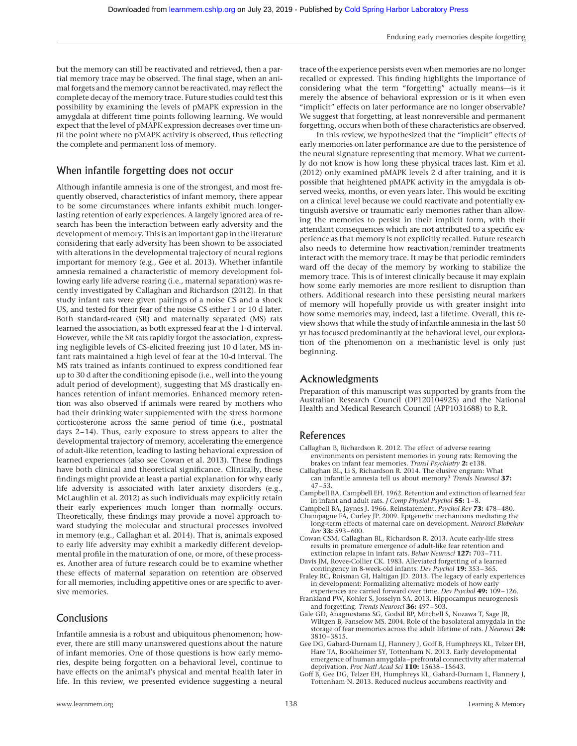but the memory can still be reactivated and retrieved, then a partial memory trace may be observed. The final stage, when an animal forgets and the memory cannot be reactivated, may reflect the complete decay of the memory trace. Future studies could test this possibility by examining the levels of pMAPK expression in the amygdala at different time points following learning. We would expect that the level of pMAPK expression decreases over time until the point where no pMAPK activity is observed, thus reflecting the complete and permanent loss of memory.

## When infantile forgetting does not occur

Although infantile amnesia is one of the strongest, and most frequently observed, characteristics of infant memory, there appear to be some circumstances where infants exhibit much longer-lasting retention of early experiences. A largely ignored area of research has been the interaction between early adversity and the development of memory. This is an important gap in the literature considering that early adversity has been shown to be associated with alterations in the developmental trajectory of neural regions important for memory (e.g., Gee et al. 2013). Whether infantile amnesia remained a characteristic of memory development following early life adverse rearing (i.e., maternal separation) was recently investigated by Callaghan and Richardson (2012). In that study infant rats were given pairings of a noise CS and a shock US, and tested for their fear of the noise CS either 1 or 10 d later. Both standard-reared (SR) and maternally separated (MS) rats learned the association, as both expressed fear at the 1-d interval. However, while the SR rats rapidly forgot the association, expressing negligible levels of CS-elicited freezing just 10 d later, MS infant rats maintained a high level of fear at the 10-d interval. The MS rats trained as infants continued to express conditioned fear up to 30 d after the conditioning episode (i.e., well into the young adult period of development), suggesting that MS drastically enhances retention of infant memories. Enhanced memory retention was also observed if animals were reared by mothers who had their drinking water supplemented with the stress hormone corticosterone across the same period of time (i.e., postnatal days 2–14). Thus, early exposure to stress appears to alter the developmental trajectory of memory, accelerating the emergence of adult-like retention, leading to lasting behavioral expression of learned experiences (also see Cowan et al. 2013). These findings have both clinical and theoretical significance. Clinically, these findings might provide at least a partial explanation for why early life adversity is associated with later anxiety disorders (e.g., McLaughlin et al. 2012) as such individuals may explicitly retain their early experiences much longer than normally occurs. Theoretically, these findings may provide a novel approach toward studying the molecular and structural processes involved in memory (e.g., Callaghan et al. 2014). That is, animals exposed to early life adversity may exhibit a markedly different developmental profile in the maturation of one, or more, of these processes. Another area of future research could be to examine whether these effects of maternal separation on retention are observed for all memories, including appetitive ones or are specific to aversive memories.

## Conclusions

Infantile amnesia is a robust and ubiquitous phenomenon; however, there are still many unanswered questions about the nature of infant memories. One of those questions is how early memories, despite being forgotten on a behavioral level, continue to have effects on the animal's physical and mental health later in life. In this review, we presented evidence suggesting a neural trace of the experience persists even when memories are no longer recalled or expressed. This finding highlights the importance of considering what the term "forgetting" actually means—is it merely the absence of behavioral expression or is it when even "implicit" effects on later performance are no longer observable? We suggest that forgetting, at least nonreversible and permanent forgetting, occurs when both of these characteristics are observed.

In this review, we hypothesized that the "implicit" effects of early memories on later performance are due to the persistence of the neural signature representing that memory. What we currently do not know is how long these physical traces last. Kim et al. (2012) only examined pMAPK levels 2 d after training, and it is possible that heightened pMAPK activity in the amygdala is observed weeks, months, or even years later. This would be exciting on a clinical level because we could reactivate and potentially extinguish aversive or traumatic early memories rather than allowing the memories to persist in their implicit form, with their attendant consequences which are not attributed to a specific experience as that memory is not explicitly recalled. Future research also needs to determine how reactivation/reminder treatments interact with the memory trace. It may be that periodic reminders ward off the decay of the memory by working to stabilize the memory trace. This is of interest clinically because it may explain how some early memories are more resilient to disruption than others. Additional research into these persisting neural markers of memory will hopefully provide us with greater insight into how some memories may, indeed, last a lifetime. Overall, this review shows that while the study of infantile amnesia in the last 50 yr has focused predominantly at the behavioral level, our exploration of the phenomenon on a mechanistic level is only just beginning.

## Acknowledgments

Preparation of this manuscript was supported by grants from the Australian Research Council (DP120104925) and the National Health and Medical Research Council (APP1031688) to R.R.

## References

Callaghan B, Richardson R. 2012. The effect of adverse rearing environments on persistent memories in young rats: Removing the brakes on infant fear memories. *Transl Psychiatry* **2:** e138.

Callaghan BL, Li S, Richardson R. 2014. The elusive engram: What can infantile amnesia tell us about memory? *Trends Neurosci* **37:** 47–53.

Campbell BA, Campbell EH. 1962. Retention and extinction of learned fear in infant and adult rats. *J Comp Physiol Psychol* **55:** 1–8.

Campbell BA, Jaynes J. 1966. Reinstatement. *Psychol Rev* **73:** 478–480.

Champagne FA, Curley JP. 2009. Epigenetic mechanisms mediating the long-term effects of maternal care on development. *Neurosci Biobehav Rev* **33:** 593–600.

Cowan CSM, Callaghan BL, Richardson R. 2013. Acute early-life stress results in premature emergence of adult-like fear retention and extinction relapse in infant rats. *Behav Neurosci* **127:** 703–711.

Davis JM, Rovee-Collier CK. 1983. Alleviated forgetting of a learned contingency in 8-week-old infants. *Dev Psychol* **19:** 353–365.

Fraley RC, Roisman GI, Haltigan JD. 2013. The legacy of early experiences in development: Formalizing alternative models of how early experiences are carried forward over time. *Dev Psychol* **49:** 109–126.

Frankland PW, Kohler S, Josselyn SA. 2013. Hippocampus neurogenesis and forgetting. *Trends Neurosci* **36:** 497–503.

Gale GD, Anagnostaras SG, Godsil BP, Mitchell S, Nozawa T, Sage JR, Wiltgen B, Fanselow MS. 2004. Role of the basolateral amygdala in the storage of fear memories across the adult lifetime of rats. *J Neurosci* **24:** 3810–3815.

Gee DG, Gabard-Durnam LJ, Flannery J, Goff B, Humphreys KL, Telzer EH, Hare TA, Bookheimer SY, Tottenham N. 2013. Early developmental emergence of human amygdala–prefrontal connectivity after maternal deprivation. *Proc Natl Acad Sci* **110:** 15638–15643.

Goff B, Gee DG, Telzer EH, Humphreys KL, Gabard-Durnam L, Flannery J, Tottenham N. 2013. Reduced nucleus accumbens reactivity and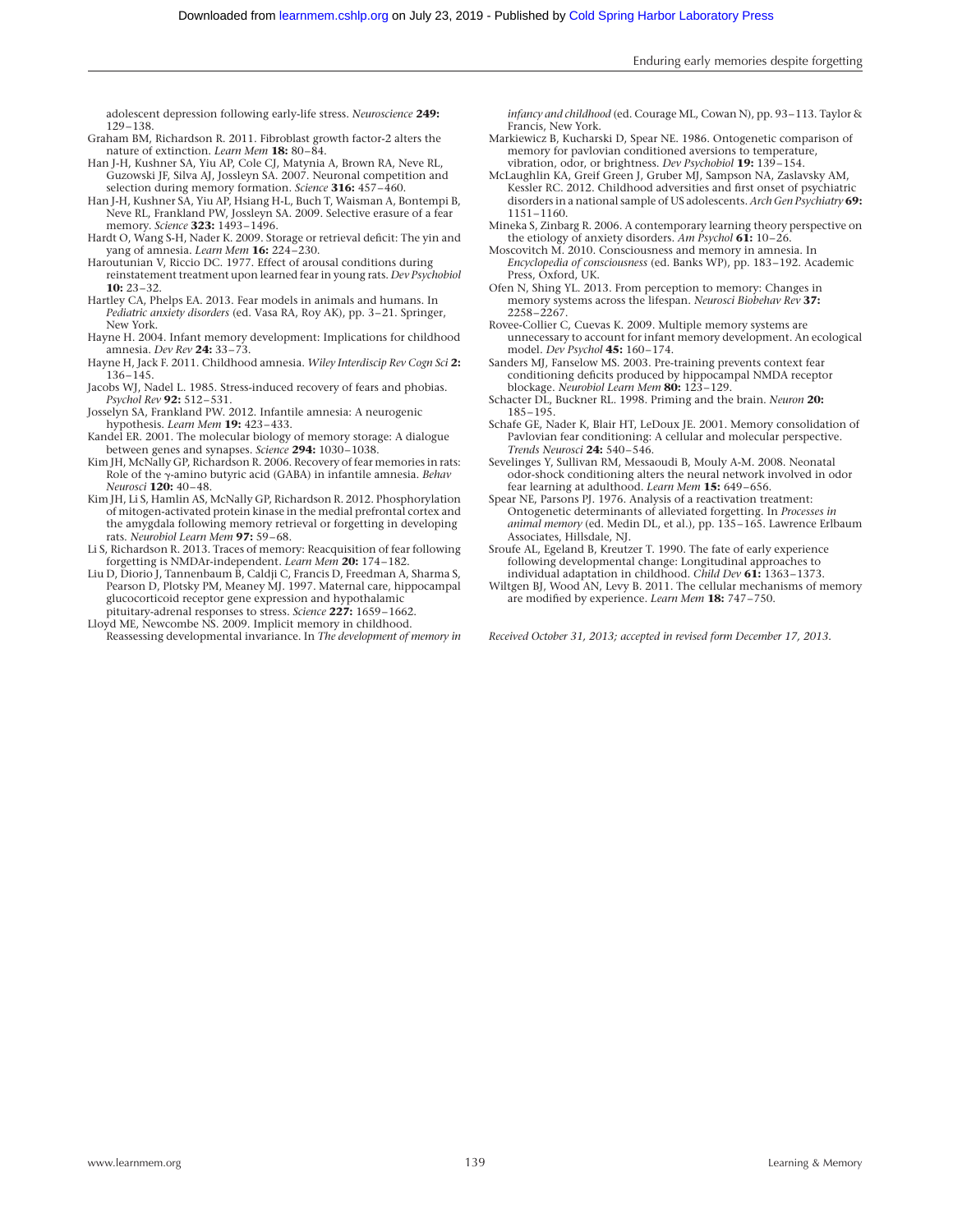adolescent depression following early-life stress. *Neuroscience* **249:** 129–138.

Graham BM, Richardson R. 2011. Fibroblast growth factor-2 alters the nature of extinction. *Learn Mem* **18:** 80–84.

Han J-H, Kushner SA, Yiu AP, Cole CJ, Matynia A, Brown RA, Neve RL, Guzowski JF, Silva AJ, Josslyn SA. 2007. Neuronal competition and selection during memory formation. *Science* **316:** 457–460.

Han J-H, Kushner SA, Yiu AP, Hsiang H-L, Buch T, Waisman A, Bontempi B, Neve RL, Frankland PW, Josslyn SA. 2009. Selective erasure of a fear memory. *Science* **323:** 1493–1496.

Hardt O, Wang S-H, Nader K. 2009. Storage or retrieval deficit: The yin and yang of amnesia. *Learn Mem* **16:** 224–230.

Haroutunian V, Riccio DC. 1977. Effect of arousal conditions during reinstatement treatment upon learned fear in young rats. *Dev Psychobiol* **10:** 23–32.

Hartley CA, Phelps EA. 2013. Fear models in animals and humans. In *Pediatric anxiety disorders* (ed. Vasa RA, Roy AK), pp. 3–21. Springer, New York.

Hayne H. 2004. Infant memory development: Implications for childhood amnesia. *Dev Rev* **24:** 33–73.

Hayne H, Jack F. 2011. Childhood amnesia. *Wiley Interdiscip Rev Cogn Sci* **2:** 136–145.

Jacobs WJ, Nadel L. 1985. Stress-induced recovery of fears and phobias. *Psychol Rev* **92:** 512–531.

Josselyn SA, Frankland PW. 2012. Infantile amnesia: A neurogenic hypothesis. *Learn Mem* **19:** 423–433.

Kandel ER. 2001. The molecular biology of memory storage: A dialogue between genes and synapses. *Science* **294:** 1030–1038.

Kim JH, McNally GP, Richardson R. 2006. Recovery of fear memories in rats: Role of the γ-amino butyric acid (GABA) in infantile amnesia. *Behav Neurosci* **120:** 40–48.

Kim JH, Li S, Hamlin AS, McNally GP, Richardson R. 2012. Phosphorylation of mitogen-activated protein kinase in the medial prefrontal cortex and the amygdala following memory retrieval or forgetting in developing rats. *Neurobiol Learn Mem* **97:** 59–68.

Li S, Richardson R. 2013. Traces of memory: Reacquisition of fear following forgetting is NMDAr-independent. *Learn Mem* **20:** 174–182.

Liu D, Diorio J, Tannenbaum B, Caldji C, Francis D, Freedman A, Sharma S, Pearson D, Plotsky PM, Meaney MJ. 1997. Maternal care, hippocampal glucocorticoid receptor gene expression and hypothalamic pituitary-adrenal responses to stress. *Science* **227:** 1659–1662.

Lloyd ME, Newcombe NS. 2009. Implicit memory in childhood. Reassessing developmental invariance. In *The development of memory in infancy and childhood* (ed. Courage ML, Cowan N), pp. 93–113. Taylor & Francis, New York.

Markiewicz B, Kucharski D, Spear NE. 1986. Ontogenetic comparison of memory for pavlovian conditioned aversions to temperature, vibration, odor, or brightness. *Dev Psychobiol* **19:** 139–154.

McLaughlin KA, Greif Green J, Gruber MJ, Sampson NA, Zaslavsky AM, Kessler RC. 2012. Childhood adversities and first onset of psychiatric disorders in a national sample of US adolescents. *Arch Gen Psychiatry* **69:** 1151–1160.

Mineka S, Zinbarg R. 2006. A contemporary learning theory perspective on the etiology of anxiety disorders. *Am Psychol* **61:** 10–26.

Moscovitch M. 2010. Consciousness and memory in amnesia. In *Encyclopedia of consciousness* (ed. Banks WP), pp. 183–192. Academic Press, Oxford, UK.

Ofen N, Shing YL. 2013. From perception to memory: Changes in memory systems across the lifespan. *Neurosci Biobehav Rev* **37:** 2258–2267.

Rovee-Collier C, Cuevas K. 2009. Multiple memory systems are unnecessary to account for infant memory development. An ecological model. *Dev Psychol* **45:** 160–174.

Sanders MJ, Fanselow MS. 2003. Pre-training prevents context fear conditioning deficits produced by hippocampal NMDA receptor blockage. *Neurobiol Learn Mem* **80:** 123–129.

Schacter DL, Buckner RL. 1998. Priming and the brain. *Neuron* **20:** 185–195.

Schafe GE, Nader K, Blair HT, LeDoux JE. 2001. Memory consolidation of Pavlovian fear conditioning: A cellular and molecular perspective. *Trends Neurosci* **24:** 540–546.

Sevelinges Y, Sullivan RM, Messaoudi B, Mouly A-M. 2008. Neonatal odor-shock conditioning alters the neural network involved in odor fear learning at adulthood. *Learn Mem* **15:** 649–656.

Spear NE, Parsons PJ. 1976. Analysis of a reactivation treatment: Ontogenetic determinants of alleviated forgetting. In *Processes in animal memory* (ed. Medin DL, et al.), pp. 135–165. Lawrence Erlbaum Associates, Hillsdale, NJ.

Sroufe AL, Egeland B, Kreutzer T. 1990. The fate of early experience following developmental change: Longitudinal approaches to individual adaptation in childhood. *Child Dev* **61:** 1363–1373.

Wiltgen BJ, Wood AN, Levy B. 2011. The cellular mechanisms of memory are modified by experience. *Learn Mem* **18:** 747–750.

*Received October 31, 2013; accepted in revised form December 17, 2013.*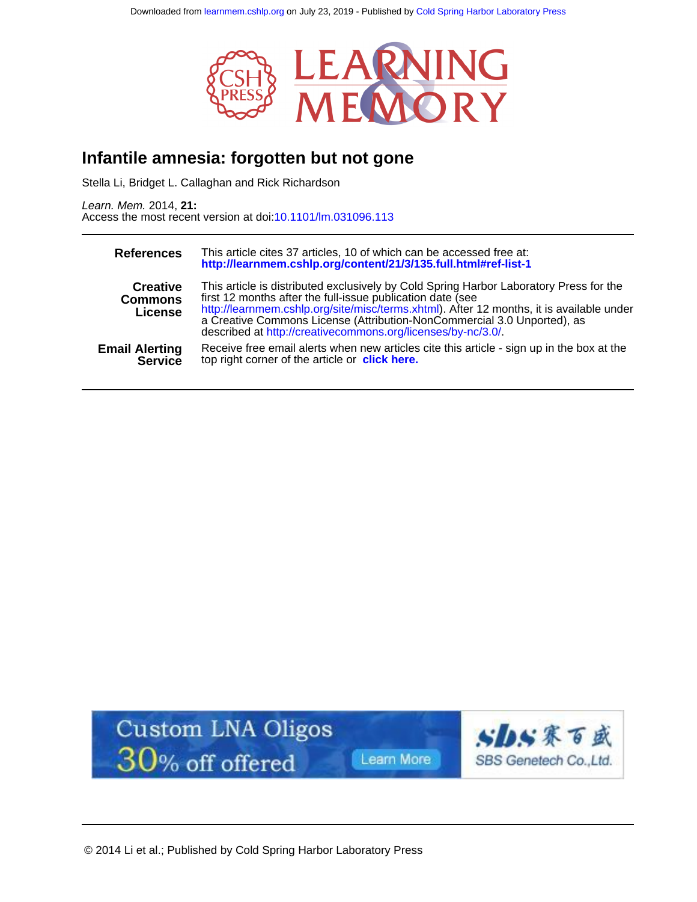Downloaded from learnmem.cshlp.org on July 23, 2019 - Published by Cold Spring Harbor Laboratory Press

# Infantile amnesia: forgotten but not gone

Stella Li, Bridget L. Callaghan and Rick Richardson

*Learn. Mem.* 2014, **21:**
Access the most recent version at doi:10.1101/lm.031096.113

| | |
|---|---|
| **References** | This article cites 37 articles, 10 of which can be accessed free at: **http://learnmem.cshlp.org/content/21/3/135.full.html#ref-list-1** |
| **Creative Commons License** | This article is distributed exclusively by Cold Spring Harbor Laboratory Press for the first 12 months after the full-issue publication date (see http://learnmem.cshlp.org/site/misc/terms.xhtml). After 12 months, it is available under a Creative Commons License (Attribution-NonCommercial 3.0 Unported), as described at http://creativecommons.org/licenses/by-nc/3.0/. |
| **Email Alerting Service** | Receive free email alerts when new articles cite this article - sign up in the box at the top right corner of the article or **click here.** |

© 2014 Li et al.; Published by Cold Spring Harbor Laboratory Press